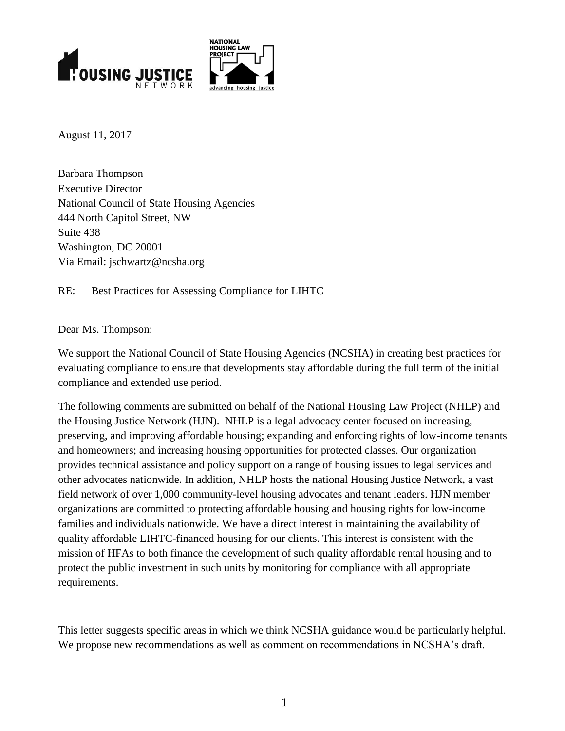August 11, 2017

Barbara Thompson
Executive Director
National Council of State Housing Agencies
444 North Capitol Street, NW
Suite 438
Washington, DC 20001
Via Email: jschwartz@ncsha.org

RE: Best Practices for Assessing Compliance for LIHTC

Dear Ms. Thompson:

We support the National Council of State Housing Agencies (NCSHA) in creating best practices for evaluating compliance to ensure that developments stay affordable during the full term of the initial compliance and extended use period.

The following comments are submitted on behalf of the National Housing Law Project (NHLP) and the Housing Justice Network (HJN). NHLP is a legal advocacy center focused on increasing, preserving, and improving affordable housing; expanding and enforcing rights of low-income tenants and homeowners; and increasing housing opportunities for protected classes. Our organization provides technical assistance and policy support on a range of housing issues to legal services and other advocates nationwide. In addition, NHLP hosts the national Housing Justice Network, a vast field network of over 1,000 community-level housing advocates and tenant leaders. HJN member organizations are committed to protecting affordable housing and housing rights for low-income families and individuals nationwide. We have a direct interest in maintaining the availability of quality affordable LIHTC-financed housing for our clients. This interest is consistent with the mission of HFAs to both finance the development of such quality affordable rental housing and to protect the public investment in such units by monitoring for compliance with all appropriate requirements.

This letter suggests specific areas in which we think NCSHA guidance would be particularly helpful. We propose new recommendations as well as comment on recommendations in NCSHA's draft.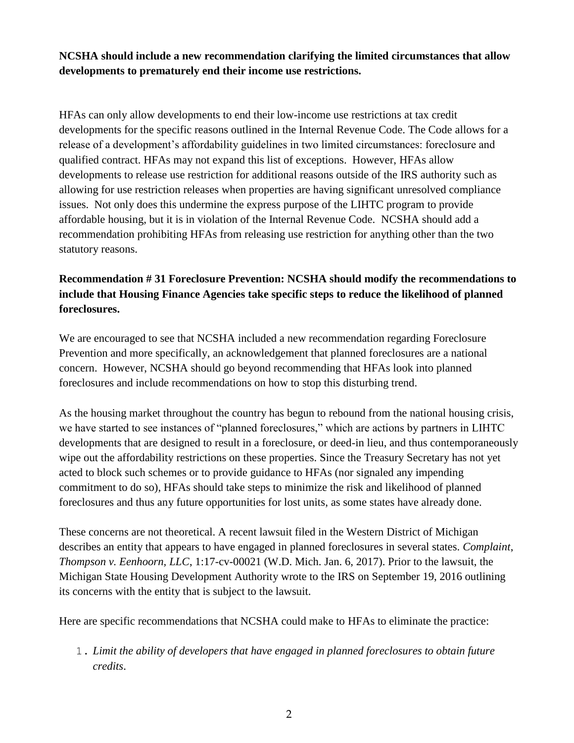**NCSHA should include a new recommendation clarifying the limited circumstances that allow developments to prematurely end their income use restrictions.**

HFAs can only allow developments to end their low-income use restrictions at tax credit developments for the specific reasons outlined in the Internal Revenue Code. The Code allows for a release of a development's affordability guidelines in two limited circumstances: foreclosure and qualified contract. HFAs may not expand this list of exceptions. However, HFAs allow developments to release use restriction for additional reasons outside of the IRS authority such as allowing for use restriction releases when properties are having significant unresolved compliance issues. Not only does this undermine the express purpose of the LIHTC program to provide affordable housing, but it is in violation of the Internal Revenue Code. NCSHA should add a recommendation prohibiting HFAs from releasing use restriction for anything other than the two statutory reasons.

**Recommendation # 31 Foreclosure Prevention: NCSHA should modify the recommendations to include that Housing Finance Agencies take specific steps to reduce the likelihood of planned foreclosures.**

We are encouraged to see that NCSHA included a new recommendation regarding Foreclosure Prevention and more specifically, an acknowledgement that planned foreclosures are a national concern. However, NCSHA should go beyond recommending that HFAs look into planned foreclosures and include recommendations on how to stop this disturbing trend.

As the housing market throughout the country has begun to rebound from the national housing crisis, we have started to see instances of "planned foreclosures," which are actions by partners in LIHTC developments that are designed to result in a foreclosure, or deed-in lieu, and thus contemporaneously wipe out the affordability restrictions on these properties. Since the Treasury Secretary has not yet acted to block such schemes or to provide guidance to HFAs (nor signaled any impending commitment to do so), HFAs should take steps to minimize the risk and likelihood of planned foreclosures and thus any future opportunities for lost units, as some states have already done.

These concerns are not theoretical. A recent lawsuit filed in the Western District of Michigan describes an entity that appears to have engaged in planned foreclosures in several states. *Complaint*, *Thompson v. Eenhoorn, LLC*, 1:17-cv-00021 (W.D. Mich. Jan. 6, 2017). Prior to the lawsuit, the Michigan State Housing Development Authority wrote to the IRS on September 19, 2016 outlining its concerns with the entity that is subject to the lawsuit.

Here are specific recommendations that NCSHA could make to HFAs to eliminate the practice:

1. *Limit the ability of developers that have engaged in planned foreclosures to obtain future credits*.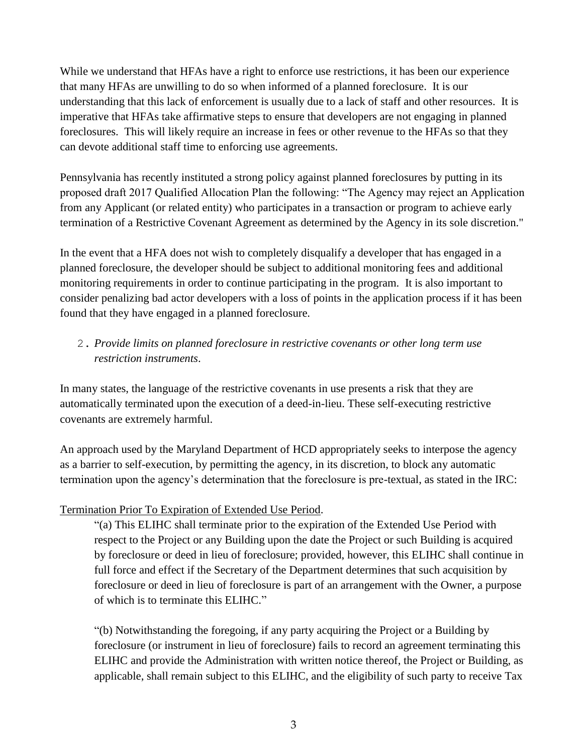While we understand that HFAs have a right to enforce use restrictions, it has been our experience that many HFAs are unwilling to do so when informed of a planned foreclosure. It is our understanding that this lack of enforcement is usually due to a lack of staff and other resources. It is imperative that HFAs take affirmative steps to ensure that developers are not engaging in planned foreclosures. This will likely require an increase in fees or other revenue to the HFAs so that they can devote additional staff time to enforcing use agreements.

Pennsylvania has recently instituted a strong policy against planned foreclosures by putting in its proposed draft 2017 Qualified Allocation Plan the following: "The Agency may reject an Application from any Applicant (or related entity) who participates in a transaction or program to achieve early termination of a Restrictive Covenant Agreement as determined by the Agency in its sole discretion."

In the event that a HFA does not wish to completely disqualify a developer that has engaged in a planned foreclosure, the developer should be subject to additional monitoring fees and additional monitoring requirements in order to continue participating in the program. It is also important to consider penalizing bad actor developers with a loss of points in the application process if it has been found that they have engaged in a planned foreclosure.

2. *Provide limits on planned foreclosure in restrictive covenants or other long term use restriction instruments*.

In many states, the language of the restrictive covenants in use presents a risk that they are automatically terminated upon the execution of a deed-in-lieu. These self-executing restrictive covenants are extremely harmful.

An approach used by the Maryland Department of HCD appropriately seeks to interpose the agency as a barrier to self-execution, by permitting the agency, in its discretion, to block any automatic termination upon the agency's determination that the foreclosure is pre-textual, as stated in the IRC:

<u>Termination Prior To Expiration of Extended Use Period</u>.

> "(a) This ELIHC shall terminate prior to the expiration of the Extended Use Period with respect to the Project or any Building upon the date the Project or such Building is acquired by foreclosure or deed in lieu of foreclosure; provided, however, this ELIHC shall continue in full force and effect if the Secretary of the Department determines that such acquisition by foreclosure or deed in lieu of foreclosure is part of an arrangement with the Owner, a purpose of which is to terminate this ELIHC."
>
> "(b) Notwithstanding the foregoing, if any party acquiring the Project or a Building by foreclosure (or instrument in lieu of foreclosure) fails to record an agreement terminating this ELIHC and provide the Administration with written notice thereof, the Project or Building, as applicable, shall remain subject to this ELIHC, and the eligibility of such party to receive Tax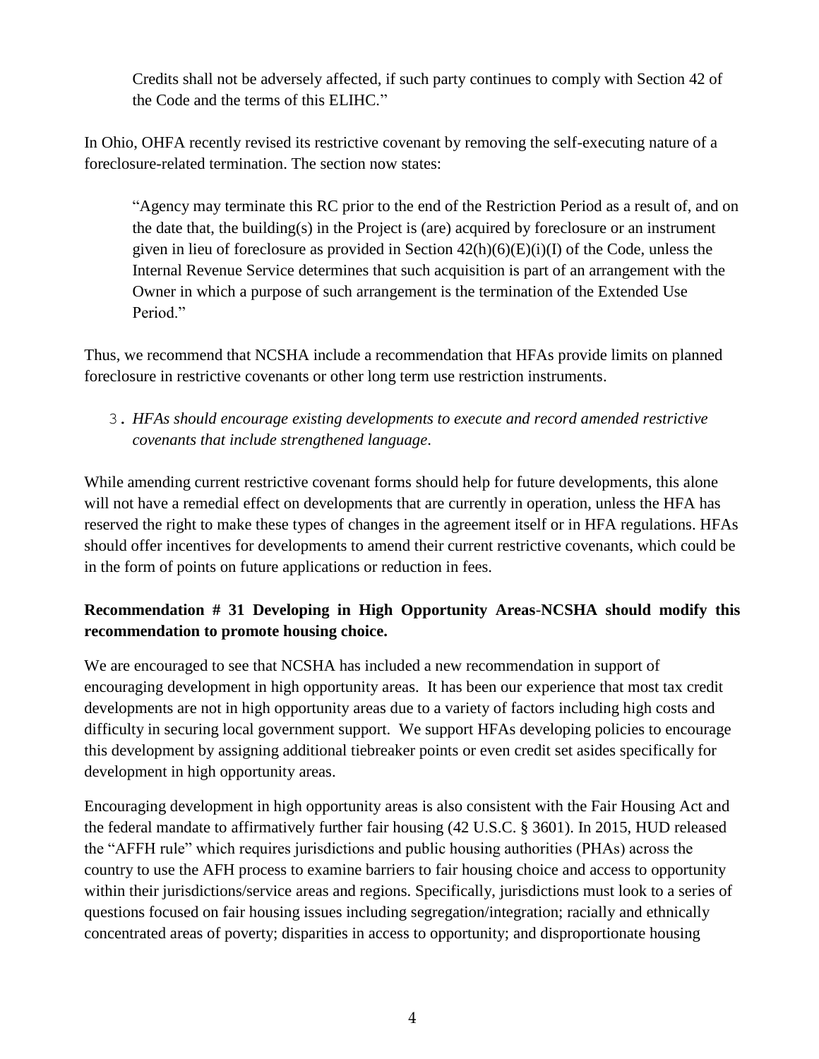Credits shall not be adversely affected, if such party continues to comply with Section 42 of the Code and the terms of this ELIHC."

In Ohio, OHFA recently revised its restrictive covenant by removing the self-executing nature of a foreclosure-related termination. The section now states:

> "Agency may terminate this RC prior to the end of the Restriction Period as a result of, and on the date that, the building(s) in the Project is (are) acquired by foreclosure or an instrument given in lieu of foreclosure as provided in Section 42(h)(6)(E)(i)(I) of the Code, unless the Internal Revenue Service determines that such acquisition is part of an arrangement with the Owner in which a purpose of such arrangement is the termination of the Extended Use Period."

Thus, we recommend that NCSHA include a recommendation that HFAs provide limits on planned foreclosure in restrictive covenants or other long term use restriction instruments.

3. *HFAs should encourage existing developments to execute and record amended restrictive covenants that include strengthened language.*

While amending current restrictive covenant forms should help for future developments, this alone will not have a remedial effect on developments that are currently in operation, unless the HFA has reserved the right to make these types of changes in the agreement itself or in HFA regulations. HFAs should offer incentives for developments to amend their current restrictive covenants, which could be in the form of points on future applications or reduction in fees.

**Recommendation # 31 Developing in High Opportunity Areas-NCSHA should modify this recommendation to promote housing choice.**

We are encouraged to see that NCSHA has included a new recommendation in support of encouraging development in high opportunity areas. It has been our experience that most tax credit developments are not in high opportunity areas due to a variety of factors including high costs and difficulty in securing local government support. We support HFAs developing policies to encourage this development by assigning additional tiebreaker points or even credit set asides specifically for development in high opportunity areas.

Encouraging development in high opportunity areas is also consistent with the Fair Housing Act and the federal mandate to affirmatively further fair housing (42 U.S.C. § 3601). In 2015, HUD released the "AFFH rule" which requires jurisdictions and public housing authorities (PHAs) across the country to use the AFH process to examine barriers to fair housing choice and access to opportunity within their jurisdictions/service areas and regions. Specifically, jurisdictions must look to a series of questions focused on fair housing issues including segregation/integration; racially and ethnically concentrated areas of poverty; disparities in access to opportunity; and disproportionate housing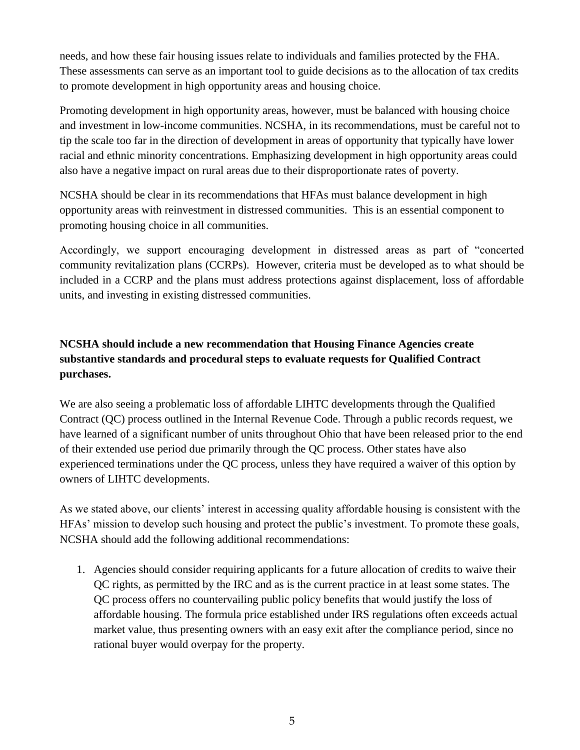needs, and how these fair housing issues relate to individuals and families protected by the FHA. These assessments can serve as an important tool to guide decisions as to the allocation of tax credits to promote development in high opportunity areas and housing choice.

Promoting development in high opportunity areas, however, must be balanced with housing choice and investment in low-income communities. NCSHA, in its recommendations, must be careful not to tip the scale too far in the direction of development in areas of opportunity that typically have lower racial and ethnic minority concentrations. Emphasizing development in high opportunity areas could also have a negative impact on rural areas due to their disproportionate rates of poverty.

NCSHA should be clear in its recommendations that HFAs must balance development in high opportunity areas with reinvestment in distressed communities. This is an essential component to promoting housing choice in all communities.

Accordingly, we support encouraging development in distressed areas as part of "concerted community revitalization plans (CCRPs). However, criteria must be developed as to what should be included in a CCRP and the plans must address protections against displacement, loss of affordable units, and investing in existing distressed communities.

**NCSHA should include a new recommendation that Housing Finance Agencies create substantive standards and procedural steps to evaluate requests for Qualified Contract purchases.**

We are also seeing a problematic loss of affordable LIHTC developments through the Qualified Contract (QC) process outlined in the Internal Revenue Code. Through a public records request, we have learned of a significant number of units throughout Ohio that have been released prior to the end of their extended use period due primarily through the QC process. Other states have also experienced terminations under the QC process, unless they have required a waiver of this option by owners of LIHTC developments.

As we stated above, our clients' interest in accessing quality affordable housing is consistent with the HFAs' mission to develop such housing and protect the public's investment. To promote these goals, NCSHA should add the following additional recommendations:

1. Agencies should consider requiring applicants for a future allocation of credits to waive their QC rights, as permitted by the IRC and as is the current practice in at least some states. The QC process offers no countervailing public policy benefits that would justify the loss of affordable housing. The formula price established under IRS regulations often exceeds actual market value, thus presenting owners with an easy exit after the compliance period, since no rational buyer would overpay for the property.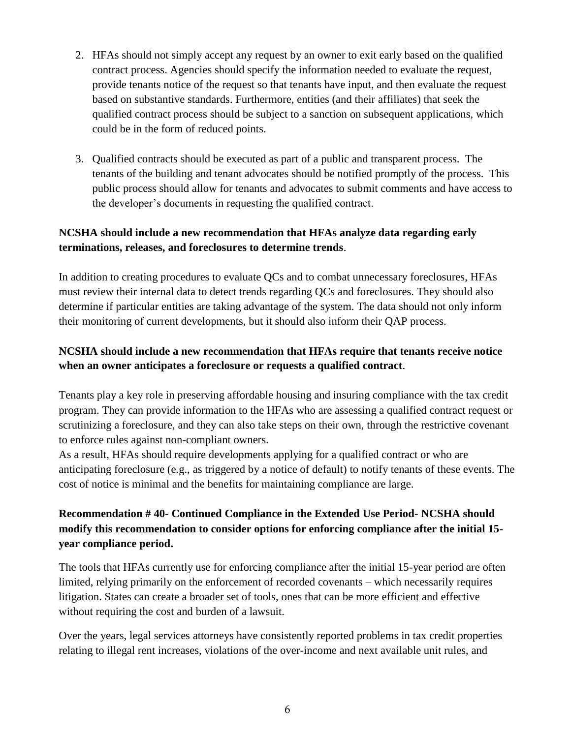2. HFAs should not simply accept any request by an owner to exit early based on the qualified contract process. Agencies should specify the information needed to evaluate the request, provide tenants notice of the request so that tenants have input, and then evaluate the request based on substantive standards. Furthermore, entities (and their affiliates) that seek the qualified contract process should be subject to a sanction on subsequent applications, which could be in the form of reduced points.

3. Qualified contracts should be executed as part of a public and transparent process. The tenants of the building and tenant advocates should be notified promptly of the process. This public process should allow for tenants and advocates to submit comments and have access to the developer's documents in requesting the qualified contract.

**NCSHA should include a new recommendation that HFAs analyze data regarding early terminations, releases, and foreclosures to determine trends**.

In addition to creating procedures to evaluate QCs and to combat unnecessary foreclosures, HFAs must review their internal data to detect trends regarding QCs and foreclosures. They should also determine if particular entities are taking advantage of the system. The data should not only inform their monitoring of current developments, but it should also inform their QAP process.

**NCSHA should include a new recommendation that HFAs require that tenants receive notice when an owner anticipates a foreclosure or requests a qualified contract**.

Tenants play a key role in preserving affordable housing and insuring compliance with the tax credit program. They can provide information to the HFAs who are assessing a qualified contract request or scrutinizing a foreclosure, and they can also take steps on their own, through the restrictive covenant to enforce rules against non-compliant owners.
As a result, HFAs should require developments applying for a qualified contract or who are anticipating foreclosure (e.g., as triggered by a notice of default) to notify tenants of these events. The cost of notice is minimal and the benefits for maintaining compliance are large.

**Recommendation # 40- Continued Compliance in the Extended Use Period- NCSHA should modify this recommendation to consider options for enforcing compliance after the initial 15-year compliance period.**

The tools that HFAs currently use for enforcing compliance after the initial 15-year period are often limited, relying primarily on the enforcement of recorded covenants – which necessarily requires litigation. States can create a broader set of tools, ones that can be more efficient and effective without requiring the cost and burden of a lawsuit.

Over the years, legal services attorneys have consistently reported problems in tax credit properties relating to illegal rent increases, violations of the over-income and next available unit rules, and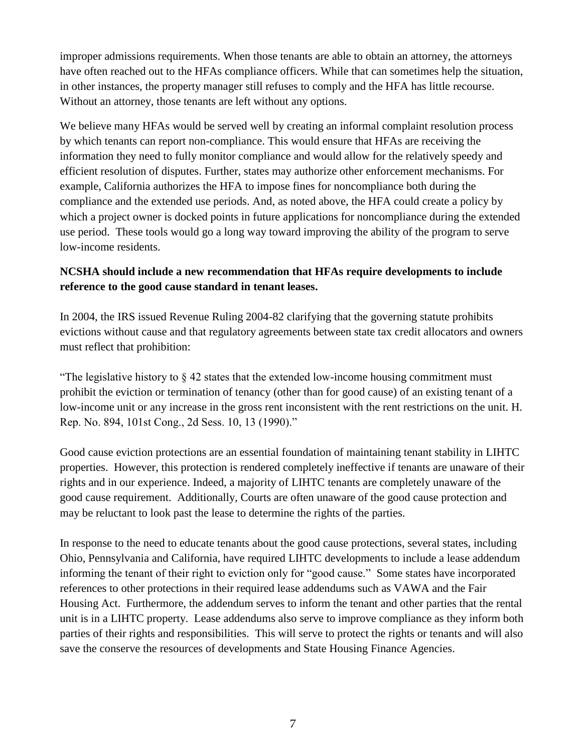improper admissions requirements. When those tenants are able to obtain an attorney, the attorneys have often reached out to the HFAs compliance officers. While that can sometimes help the situation, in other instances, the property manager still refuses to comply and the HFA has little recourse. Without an attorney, those tenants are left without any options.

We believe many HFAs would be served well by creating an informal complaint resolution process by which tenants can report non-compliance. This would ensure that HFAs are receiving the information they need to fully monitor compliance and would allow for the relatively speedy and efficient resolution of disputes. Further, states may authorize other enforcement mechanisms. For example, California authorizes the HFA to impose fines for noncompliance both during the compliance and the extended use periods. And, as noted above, the HFA could create a policy by which a project owner is docked points in future applications for noncompliance during the extended use period. These tools would go a long way toward improving the ability of the program to serve low-income residents.

**NCSHA should include a new recommendation that HFAs require developments to include reference to the good cause standard in tenant leases.**

In 2004, the IRS issued Revenue Ruling 2004-82 clarifying that the governing statute prohibits evictions without cause and that regulatory agreements between state tax credit allocators and owners must reflect that prohibition:

"The legislative history to § 42 states that the extended low-income housing commitment must prohibit the eviction or termination of tenancy (other than for good cause) of an existing tenant of a low-income unit or any increase in the gross rent inconsistent with the rent restrictions on the unit. H. Rep. No. 894, 101st Cong., 2d Sess. 10, 13 (1990)."

Good cause eviction protections are an essential foundation of maintaining tenant stability in LIHTC properties. However, this protection is rendered completely ineffective if tenants are unaware of their rights and in our experience. Indeed, a majority of LIHTC tenants are completely unaware of the good cause requirement. Additionally, Courts are often unaware of the good cause protection and may be reluctant to look past the lease to determine the rights of the parties.

In response to the need to educate tenants about the good cause protections, several states, including Ohio, Pennsylvania and California, have required LIHTC developments to include a lease addendum informing the tenant of their right to eviction only for "good cause." Some states have incorporated references to other protections in their required lease addendums such as VAWA and the Fair Housing Act. Furthermore, the addendum serves to inform the tenant and other parties that the rental unit is in a LIHTC property. Lease addendums also serve to improve compliance as they inform both parties of their rights and responsibilities. This will serve to protect the rights or tenants and will also save the conserve the resources of developments and State Housing Finance Agencies.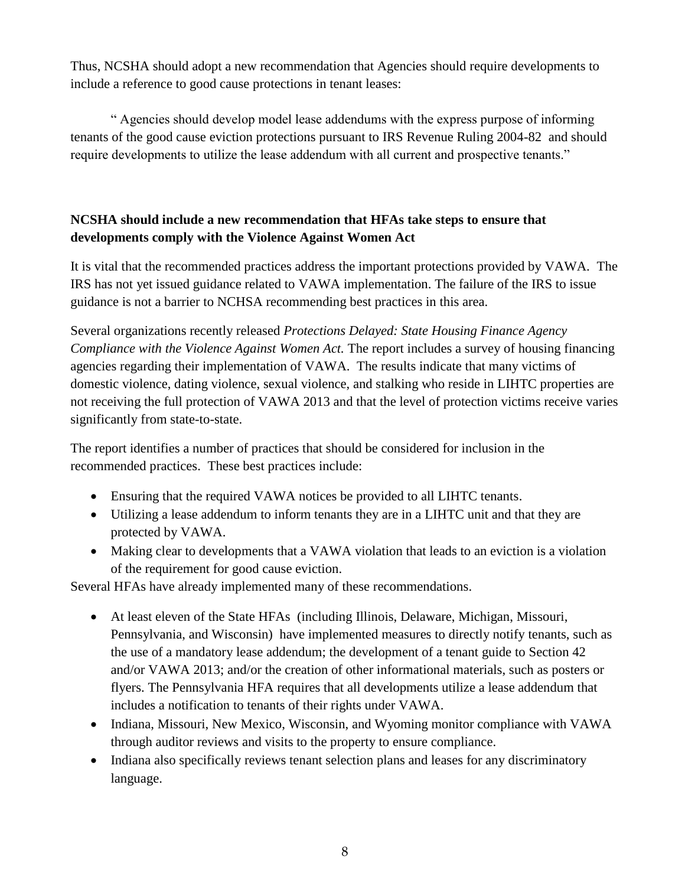Thus, NCSHA should adopt a new recommendation that Agencies should require developments to include a reference to good cause protections in tenant leases:

> " Agencies should develop model lease addendums with the express purpose of informing tenants of the good cause eviction protections pursuant to IRS Revenue Ruling 2004-82 and should require developments to utilize the lease addendum with all current and prospective tenants."

**NCSHA should include a new recommendation that HFAs take steps to ensure that developments comply with the Violence Against Women Act**

It is vital that the recommended practices address the important protections provided by VAWA. The IRS has not yet issued guidance related to VAWA implementation. The failure of the IRS to issue guidance is not a barrier to NCHSA recommending best practices in this area.

Several organizations recently released *Protections Delayed: State Housing Finance Agency Compliance with the Violence Against Women Act.* The report includes a survey of housing financing agencies regarding their implementation of VAWA. The results indicate that many victims of domestic violence, dating violence, sexual violence, and stalking who reside in LIHTC properties are not receiving the full protection of VAWA 2013 and that the level of protection victims receive varies significantly from state-to-state.

The report identifies a number of practices that should be considered for inclusion in the recommended practices. These best practices include:

- Ensuring that the required VAWA notices be provided to all LIHTC tenants.
- Utilizing a lease addendum to inform tenants they are in a LIHTC unit and that they are protected by VAWA.
- Making clear to developments that a VAWA violation that leads to an eviction is a violation of the requirement for good cause eviction.

Several HFAs have already implemented many of these recommendations.

- At least eleven of the State HFAs (including Illinois, Delaware, Michigan, Missouri, Pennsylvania, and Wisconsin) have implemented measures to directly notify tenants, such as the use of a mandatory lease addendum; the development of a tenant guide to Section 42 and/or VAWA 2013; and/or the creation of other informational materials, such as posters or flyers. The Pennsylvania HFA requires that all developments utilize a lease addendum that includes a notification to tenants of their rights under VAWA.
- Indiana, Missouri, New Mexico, Wisconsin, and Wyoming monitor compliance with VAWA through auditor reviews and visits to the property to ensure compliance.
- Indiana also specifically reviews tenant selection plans and leases for any discriminatory language.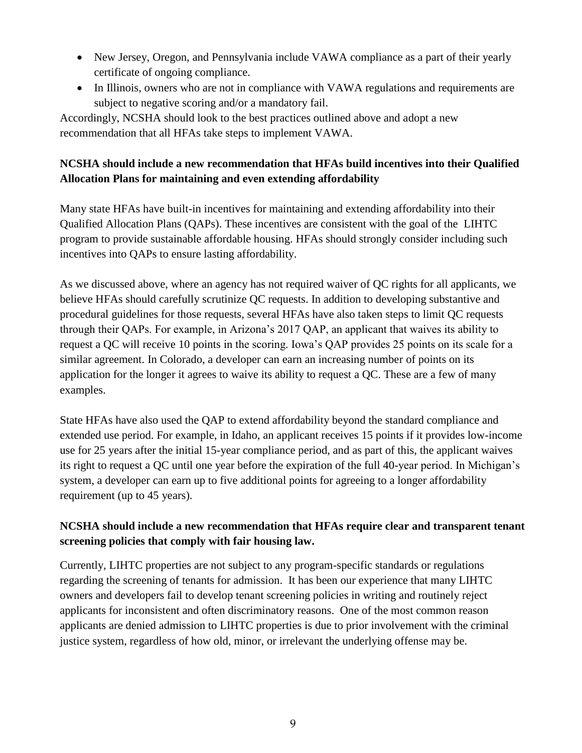- New Jersey, Oregon, and Pennsylvania include VAWA compliance as a part of their yearly certificate of ongoing compliance.
- In Illinois, owners who are not in compliance with VAWA regulations and requirements are subject to negative scoring and/or a mandatory fail.

Accordingly, NCSHA should look to the best practices outlined above and adopt a new recommendation that all HFAs take steps to implement VAWA.

**NCSHA should include a new recommendation that HFAs build incentives into their Qualified Allocation Plans for maintaining and even extending affordability**

Many state HFAs have built-in incentives for maintaining and extending affordability into their Qualified Allocation Plans (QAPs). These incentives are consistent with the goal of the LIHTC program to provide sustainable affordable housing. HFAs should strongly consider including such incentives into QAPs to ensure lasting affordability.

As we discussed above, where an agency has not required waiver of QC rights for all applicants, we believe HFAs should carefully scrutinize QC requests. In addition to developing substantive and procedural guidelines for those requests, several HFAs have also taken steps to limit QC requests through their QAPs. For example, in Arizona's 2017 QAP, an applicant that waives its ability to request a QC will receive 10 points in the scoring. Iowa's QAP provides 25 points on its scale for a similar agreement. In Colorado, a developer can earn an increasing number of points on its application for the longer it agrees to waive its ability to request a QC. These are a few of many examples.

State HFAs have also used the QAP to extend affordability beyond the standard compliance and extended use period. For example, in Idaho, an applicant receives 15 points if it provides low-income use for 25 years after the initial 15-year compliance period, and as part of this, the applicant waives its right to request a QC until one year before the expiration of the full 40-year period. In Michigan's system, a developer can earn up to five additional points for agreeing to a longer affordability requirement (up to 45 years).

**NCSHA should include a new recommendation that HFAs require clear and transparent tenant screening policies that comply with fair housing law.**

Currently, LIHTC properties are not subject to any program-specific standards or regulations regarding the screening of tenants for admission. It has been our experience that many LIHTC owners and developers fail to develop tenant screening policies in writing and routinely reject applicants for inconsistent and often discriminatory reasons. One of the most common reason applicants are denied admission to LIHTC properties is due to prior involvement with the criminal justice system, regardless of how old, minor, or irrelevant the underlying offense may be.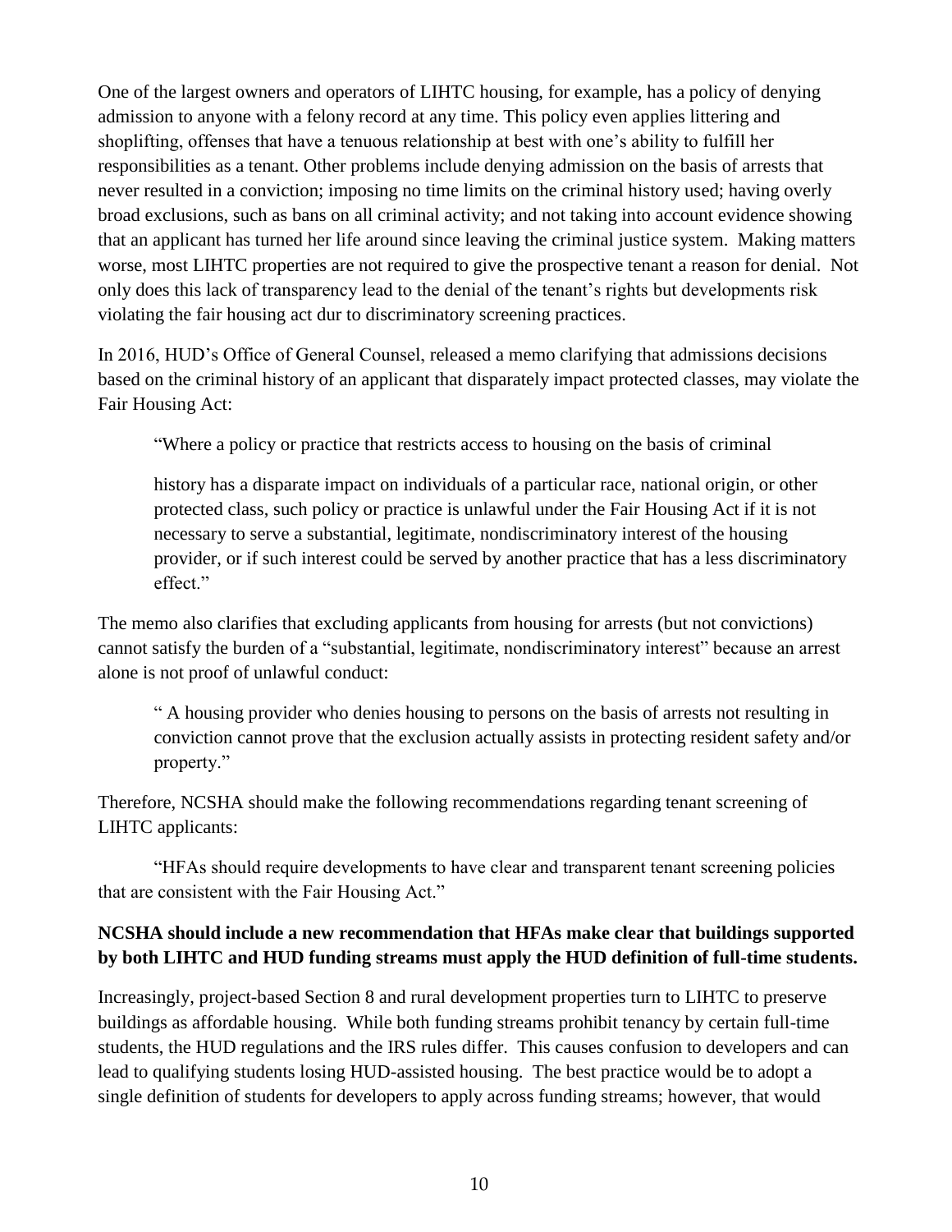One of the largest owners and operators of LIHTC housing, for example, has a policy of denying admission to anyone with a felony record at any time. This policy even applies littering and shoplifting, offenses that have a tenuous relationship at best with one's ability to fulfill her responsibilities as a tenant. Other problems include denying admission on the basis of arrests that never resulted in a conviction; imposing no time limits on the criminal history used; having overly broad exclusions, such as bans on all criminal activity; and not taking into account evidence showing that an applicant has turned her life around since leaving the criminal justice system. Making matters worse, most LIHTC properties are not required to give the prospective tenant a reason for denial. Not only does this lack of transparency lead to the denial of the tenant's rights but developments risk violating the fair housing act dur to discriminatory screening practices.

In 2016, HUD's Office of General Counsel, released a memo clarifying that admissions decisions based on the criminal history of an applicant that disparately impact protected classes, may violate the Fair Housing Act:

> "Where a policy or practice that restricts access to housing on the basis of criminal
>
> history has a disparate impact on individuals of a particular race, national origin, or other protected class, such policy or practice is unlawful under the Fair Housing Act if it is not necessary to serve a substantial, legitimate, nondiscriminatory interest of the housing provider, or if such interest could be served by another practice that has a less discriminatory effect."

The memo also clarifies that excluding applicants from housing for arrests (but not convictions) cannot satisfy the burden of a "substantial, legitimate, nondiscriminatory interest" because an arrest alone is not proof of unlawful conduct:

> " A housing provider who denies housing to persons on the basis of arrests not resulting in conviction cannot prove that the exclusion actually assists in protecting resident safety and/or property."

Therefore, NCSHA should make the following recommendations regarding tenant screening of LIHTC applicants:

> "HFAs should require developments to have clear and transparent tenant screening policies that are consistent with the Fair Housing Act."

**NCSHA should include a new recommendation that HFAs make clear that buildings supported by both LIHTC and HUD funding streams must apply the HUD definition of full-time students.**

Increasingly, project-based Section 8 and rural development properties turn to LIHTC to preserve buildings as affordable housing. While both funding streams prohibit tenancy by certain full-time students, the HUD regulations and the IRS rules differ. This causes confusion to developers and can lead to qualifying students losing HUD-assisted housing. The best practice would be to adopt a single definition of students for developers to apply across funding streams; however, that would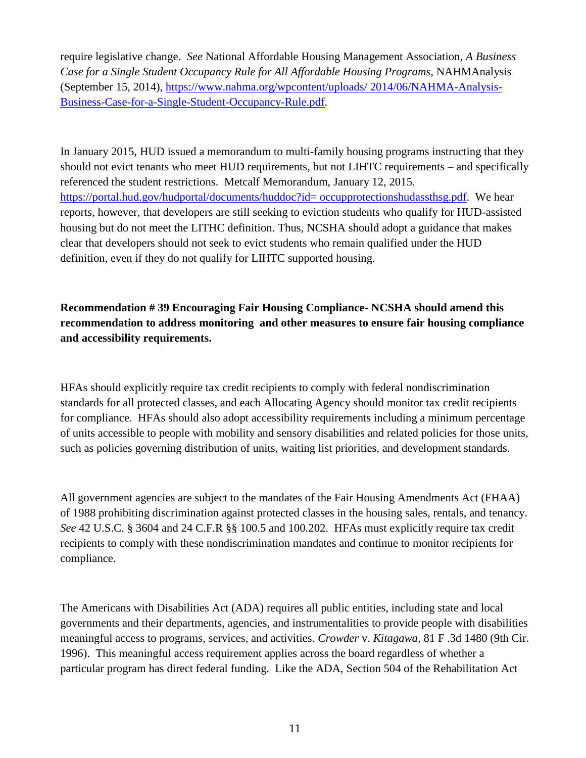require legislative change. *See* National Affordable Housing Management Association, *A Business Case for a Single Student Occupancy Rule for All Affordable Housing Programs*, NAHMAnalysis (September 15, 2014), [https://www.nahma.org/wpcontent/uploads/ 2014/06/NAHMA-Analysis-Business-Case-for-a-Single-Student-Occupancy-Rule.pdf](https://www.nahma.org/wpcontent/uploads/2014/06/NAHMA-Analysis-Business-Case-for-a-Single-Student-Occupancy-Rule.pdf).

In January 2015, HUD issued a memorandum to multi-family housing programs instructing that they should not evict tenants who meet HUD requirements, but not LIHTC requirements – and specifically referenced the student restrictions. Metcalf Memorandum, January 12, 2015. [https://portal.hud.gov/hudportal/documents/huddoc?id= occupprotectionshudassthsg.pdf](https://portal.hud.gov/hudportal/documents/huddoc?id=occupprotectionshudassthsg.pdf). We hear reports, however, that developers are still seeking to eviction students who qualify for HUD-assisted housing but do not meet the LITHC definition. Thus, NCSHA should adopt a guidance that makes clear that developers should not seek to evict students who remain qualified under the HUD definition, even if they do not qualify for LIHTC supported housing.

**Recommendation # 39 Encouraging Fair Housing Compliance- NCSHA should amend this recommendation to address monitoring and other measures to ensure fair housing compliance and accessibility requirements.**

HFAs should explicitly require tax credit recipients to comply with federal nondiscrimination standards for all protected classes, and each Allocating Agency should monitor tax credit recipients for compliance. HFAs should also adopt accessibility requirements including a minimum percentage of units accessible to people with mobility and sensory disabilities and related policies for those units, such as policies governing distribution of units, waiting list priorities, and development standards.

All government agencies are subject to the mandates of the Fair Housing Amendments Act (FHAA) of 1988 prohibiting discrimination against protected classes in the housing sales, rentals, and tenancy. *See* 42 U.S.C. § 3604 and 24 C.F.R §§ 100.5 and 100.202. HFAs must explicitly require tax credit recipients to comply with these nondiscrimination mandates and continue to monitor recipients for compliance.

The Americans with Disabilities Act (ADA) requires all public entities, including state and local governments and their departments, agencies, and instrumentalities to provide people with disabilities meaningful access to programs, services, and activities. *Crowder* v. *Kitagawa*, 81 F .3d 1480 (9th Cir. 1996). This meaningful access requirement applies across the board regardless of whether a particular program has direct federal funding. Like the ADA, Section 504 of the Rehabilitation Act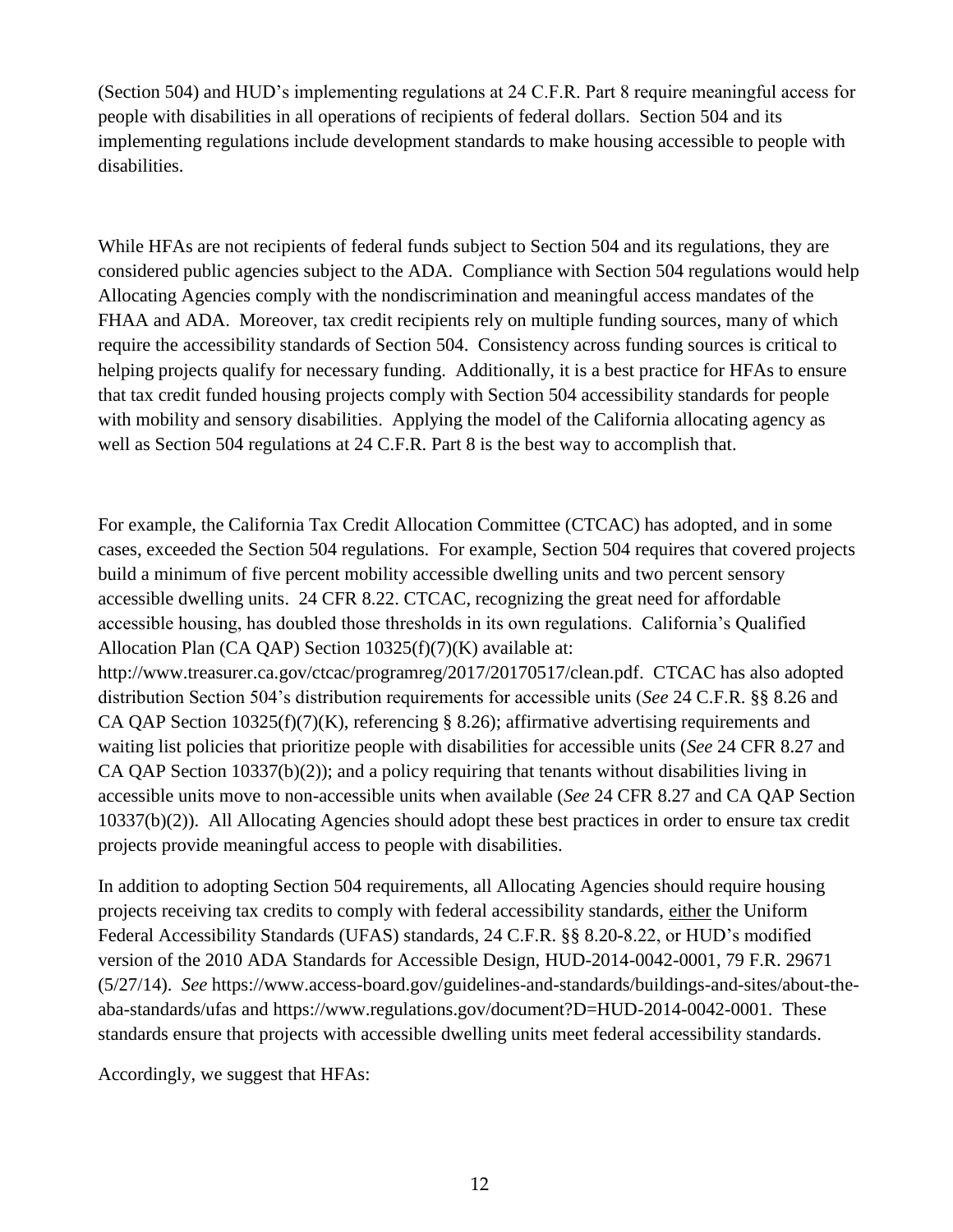(Section 504) and HUD's implementing regulations at 24 C.F.R. Part 8 require meaningful access for people with disabilities in all operations of recipients of federal dollars. Section 504 and its implementing regulations include development standards to make housing accessible to people with disabilities.

While HFAs are not recipients of federal funds subject to Section 504 and its regulations, they are considered public agencies subject to the ADA. Compliance with Section 504 regulations would help Allocating Agencies comply with the nondiscrimination and meaningful access mandates of the FHAA and ADA. Moreover, tax credit recipients rely on multiple funding sources, many of which require the accessibility standards of Section 504. Consistency across funding sources is critical to helping projects qualify for necessary funding. Additionally, it is a best practice for HFAs to ensure that tax credit funded housing projects comply with Section 504 accessibility standards for people with mobility and sensory disabilities. Applying the model of the California allocating agency as well as Section 504 regulations at 24 C.F.R. Part 8 is the best way to accomplish that.

For example, the California Tax Credit Allocation Committee (CTCAC) has adopted, and in some cases, exceeded the Section 504 regulations. For example, Section 504 requires that covered projects build a minimum of five percent mobility accessible dwelling units and two percent sensory accessible dwelling units. 24 CFR 8.22. CTCAC, recognizing the great need for affordable accessible housing, has doubled those thresholds in its own regulations. California's Qualified Allocation Plan (CA QAP) Section 10325(f)(7)(K) available at: http://www.treasurer.ca.gov/ctcac/programreg/2017/20170517/clean.pdf. CTCAC has also adopted distribution Section 504's distribution requirements for accessible units (*See* 24 C.F.R. §§ 8.26 and CA QAP Section 10325(f)(7)(K), referencing § 8.26); affirmative advertising requirements and waiting list policies that prioritize people with disabilities for accessible units (*See* 24 CFR 8.27 and CA QAP Section 10337(b)(2)); and a policy requiring that tenants without disabilities living in accessible units move to non-accessible units when available (*See* 24 CFR 8.27 and CA QAP Section 10337(b)(2)). All Allocating Agencies should adopt these best practices in order to ensure tax credit projects provide meaningful access to people with disabilities.

In addition to adopting Section 504 requirements, all Allocating Agencies should require housing projects receiving tax credits to comply with federal accessibility standards, <u>either</u> the Uniform Federal Accessibility Standards (UFAS) standards, 24 C.F.R. §§ 8.20-8.22, or HUD's modified version of the 2010 ADA Standards for Accessible Design, HUD-2014-0042-0001, 79 F.R. 29671 (5/27/14). *See* https://www.access-board.gov/guidelines-and-standards/buildings-and-sites/about-the-aba-standards/ufas and https://www.regulations.gov/document?D=HUD-2014-0042-0001. These standards ensure that projects with accessible dwelling units meet federal accessibility standards.

Accordingly, we suggest that HFAs: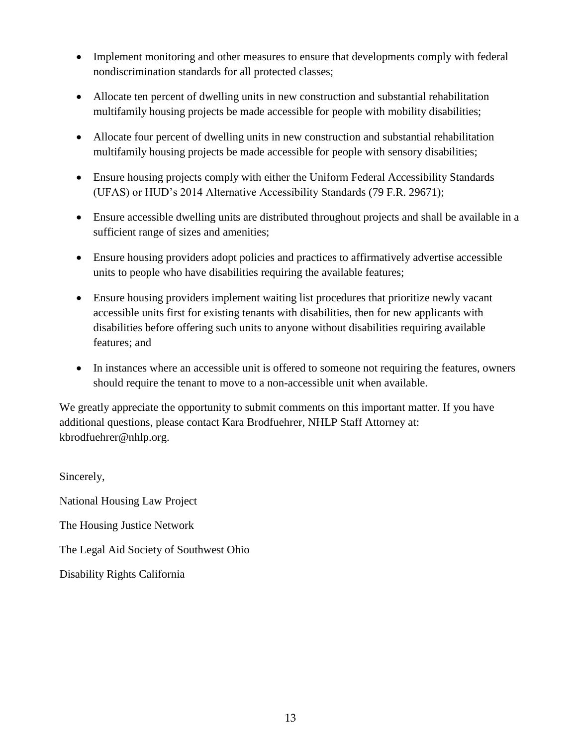- Implement monitoring and other measures to ensure that developments comply with federal nondiscrimination standards for all protected classes;
- Allocate ten percent of dwelling units in new construction and substantial rehabilitation multifamily housing projects be made accessible for people with mobility disabilities;
- Allocate four percent of dwelling units in new construction and substantial rehabilitation multifamily housing projects be made accessible for people with sensory disabilities;
- Ensure housing projects comply with either the Uniform Federal Accessibility Standards (UFAS) or HUD's 2014 Alternative Accessibility Standards (79 F.R. 29671);
- Ensure accessible dwelling units are distributed throughout projects and shall be available in a sufficient range of sizes and amenities;
- Ensure housing providers adopt policies and practices to affirmatively advertise accessible units to people who have disabilities requiring the available features;
- Ensure housing providers implement waiting list procedures that prioritize newly vacant accessible units first for existing tenants with disabilities, then for new applicants with disabilities before offering such units to anyone without disabilities requiring available features; and
- In instances where an accessible unit is offered to someone not requiring the features, owners should require the tenant to move to a non-accessible unit when available.

We greatly appreciate the opportunity to submit comments on this important matter. If you have additional questions, please contact Kara Brodfuehrer, NHLP Staff Attorney at: kbrodfuehrer@nhlp.org.

Sincerely,

National Housing Law Project

The Housing Justice Network

The Legal Aid Society of Southwest Ohio

Disability Rights California